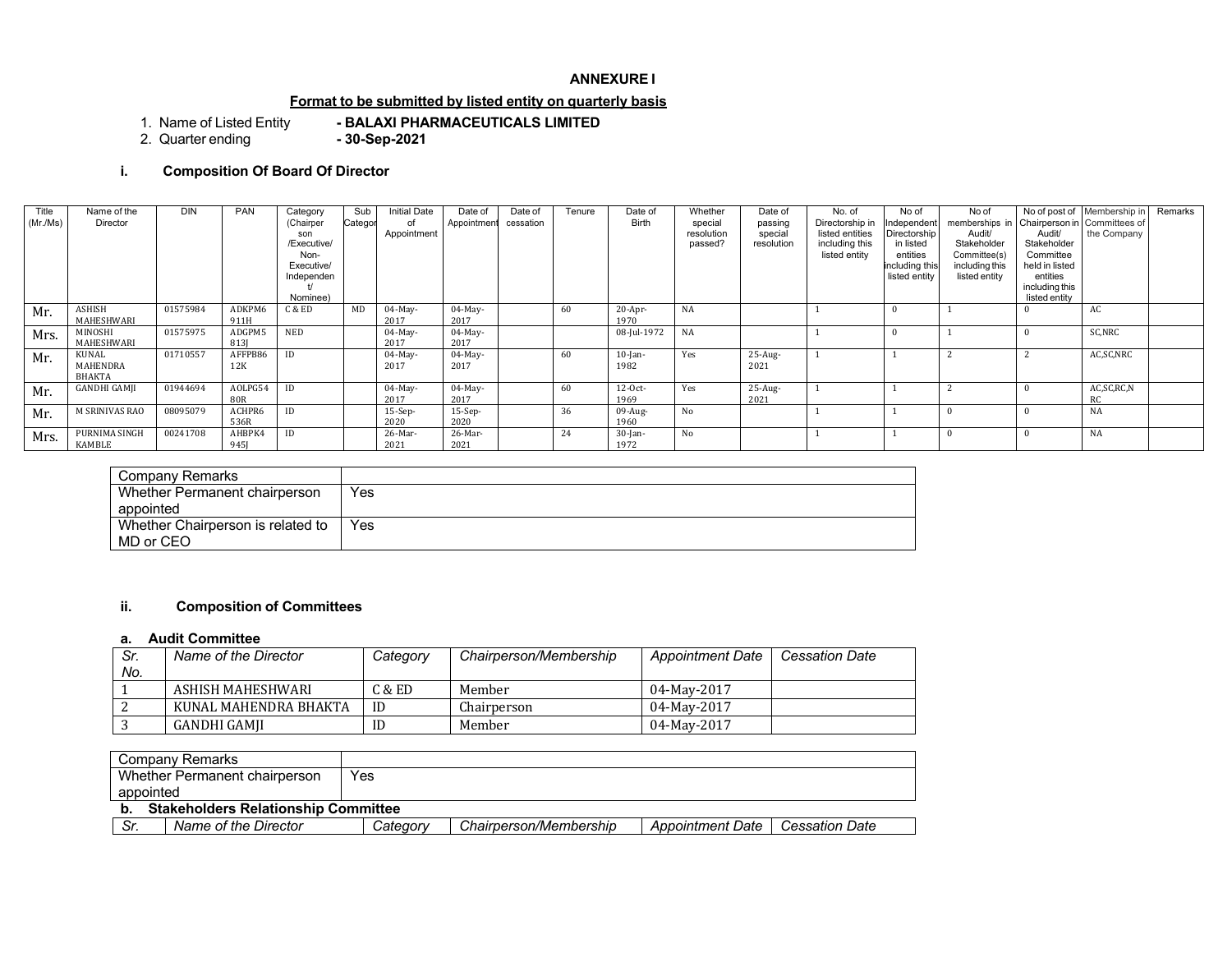## ANNEXURE I

**Format to be submitted by listed entity on quarterly basis**

1. Name of Listed Entity **- BALAXI PHARMACEUTICALS LIMITED**
2. Quarter ending **- 30-Sep-2021**

### i. Composition Of Board Of Director

| Title (Mr./Ms) | Name of the Director | DIN | PAN | Category (Chairperson /Executive/ Non-Executive/ Independent/ Nominee) | Sub Category | Initial Date of Appointment | Date of Appointment | Date of cessation | Tenure | Date of Birth | Whether special resolution passed? | Date of passing special resolution | No. of Directorship in listed entities including this listed entity | No of Independent Directorship in listed entities including this listed entity | No of memberships in Audit/ Stakeholder Committee(s) including this listed entity | No of post of Chairperson in Audit/ Stakeholder Committee held in listed entities including this listed entity | Membership in Committees of the Company | Remarks |
|---|---|---|---|---|---|---|---|---|---|---|---|---|---|---|---|---|---|---|
| Mr. | ASHISH MAHESHWARI | 01575984 | ADKPM6911H | C & ED | MD | 04-May-2017 | 04-May-2017 | | 60 | 20-Apr-1970 | NA | | 1 | 0 | 1 | 0 | AC | |
| Mrs. | MINOSHI MAHESHWARI | 01575975 | ADGPM5813J | NED | | 04-May-2017 | 04-May-2017 | | | 08-Jul-1972 | NA | | 1 | 0 | 1 | 0 | SC,NRC | |
| Mr. | KUNAL MAHENDRA BHAKTA | 01710557 | AFFPB8612K | ID | | 04-May-2017 | 04-May-2017 | | 60 | 10-Jan-1982 | Yes | 25-Aug-2021 | 1 | 1 | 2 | 2 | AC,SC,NRC | |
| Mr. | GANDHI GAMJI | 01944694 | AOLPG5480R | ID | | 04-May-2017 | 04-May-2017 | | 60 | 12-Oct-1969 | Yes | 25-Aug-2021 | 1 | 1 | 2 | 0 | AC,SC,RC,NRC | |
| Mr. | M SRINIVAS RAO | 08095079 | ACHPR6536R | ID | | 15-Sep-2020 | 15-Sep-2020 | | 36 | 09-Aug-1960 | No | | 1 | 1 | 0 | 0 | NA | |
| Mrs. | PURNIMA SINGH KAMBLE | 00241708 | AHBPK4945J | ID | | 26-Mar-2021 | 26-Mar-2021 | | 24 | 30-Jan-1972 | No | | 1 | 1 | 0 | 0 | NA | |

| Company Remarks | |
|---|---|
| Whether Permanent chairperson appointed | Yes |
| Whether Chairperson is related to MD or CEO | Yes |

### ii. Composition of Committees

**a. Audit Committee**

| *Sr. No.* | *Name of the Director* | *Category* | *Chairperson/Membership* | *Appointment Date* | *Cessation Date* |
|---|---|---|---|---|---|
| 1 | ASHISH MAHESHWARI | C & ED | Member | 04-May-2017 | |
| 2 | KUNAL MAHENDRA BHAKTA | ID | Chairperson | 04-May-2017 | |
| 3 | GANDHI GAMJI | ID | Member | 04-May-2017 | |

| Company Remarks | |
|---|---|
| Whether Permanent chairperson appointed | Yes |

**b. Stakeholders Relationship Committee**

| *Sr.* | *Name of the Director* | *Category* | *Chairperson/Membership* | *Appointment Date* | *Cessation Date* |
|---|---|---|---|---|---|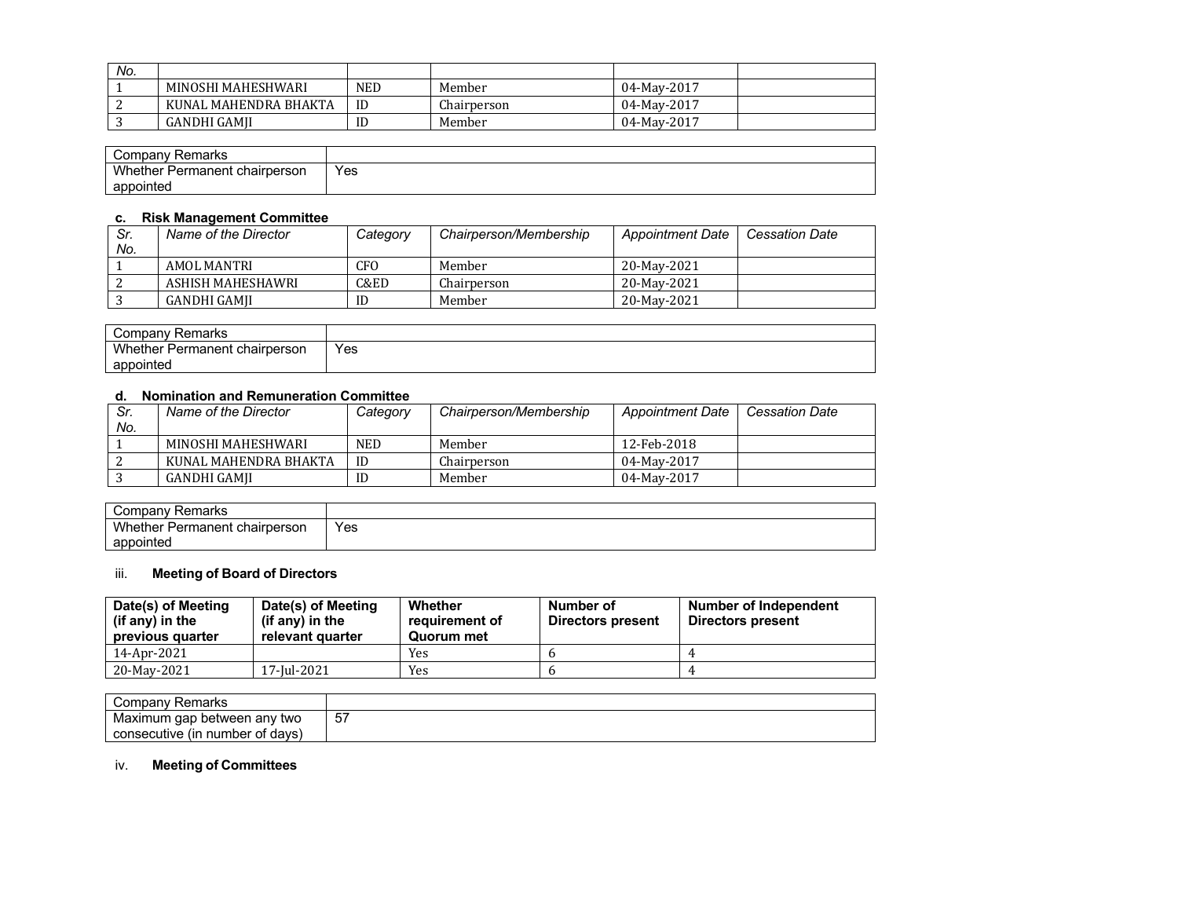| Sr. No. | Name of the Director | Category | Chairperson/Membership | Appointment Date | Cessation Date |
|---|---|---|---|---|---|
| 1 | MINOSHI MAHESHWARI | NED | Member | 04-May-2017 | |
| 2 | KUNAL MAHENDRA BHAKTA | ID | Chairperson | 04-May-2017 | |
| 3 | GANDHI GAMJI | ID | Member | 04-May-2017 | |

| Company Remarks | |
|---|---|
| Whether Permanent chairperson appointed | Yes |

**c. Risk Management Committee**

| Sr. No. | Name of the Director | Category | Chairperson/Membership | Appointment Date | Cessation Date |
|---|---|---|---|---|---|
| 1 | AMOL MANTRI | CFO | Member | 20-May-2021 | |
| 2 | ASHISH MAHESHAWRI | C&ED | Chairperson | 20-May-2021 | |
| 3 | GANDHI GAMJI | ID | Member | 20-May-2021 | |

| Company Remarks | |
|---|---|
| Whether Permanent chairperson appointed | Yes |

**d. Nomination and Remuneration Committee**

| Sr. No. | Name of the Director | Category | Chairperson/Membership | Appointment Date | Cessation Date |
|---|---|---|---|---|---|
| 1 | MINOSHI MAHESHWARI | NED | Member | 12-Feb-2018 | |
| 2 | KUNAL MAHENDRA BHAKTA | ID | Chairperson | 04-May-2017 | |
| 3 | GANDHI GAMJI | ID | Member | 04-May-2017 | |

| Company Remarks | |
|---|---|
| Whether Permanent chairperson appointed | Yes |

iii. **Meeting of Board of Directors**

| Date(s) of Meeting (if any) in the previous quarter | Date(s) of Meeting (if any) in the relevant quarter | Whether requirement of Quorum met | Number of Directors present | Number of Independent Directors present |
|---|---|---|---|---|
| 14-Apr-2021 | | Yes | 6 | 4 |
| 20-May-2021 | 17-Jul-2021 | Yes | 6 | 4 |

| Company Remarks | |
|---|---|
| Maximum gap between any two consecutive (in number of days) | 57 |

iv. **Meeting of Committees**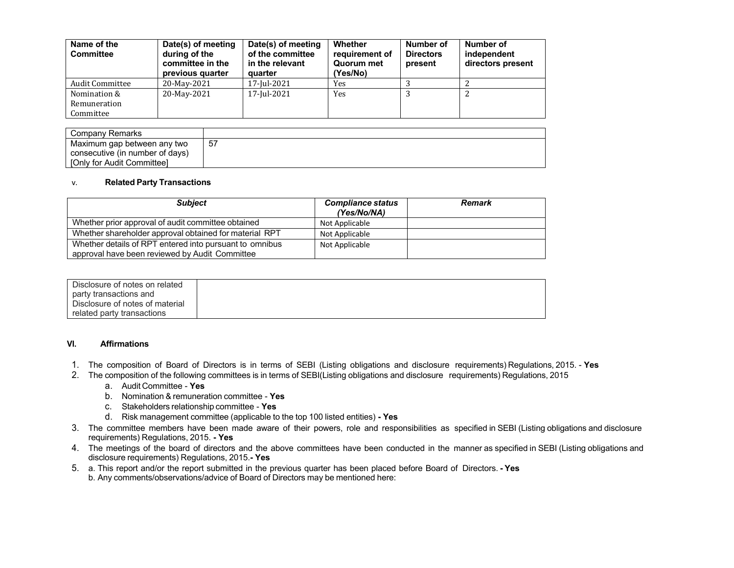| Name of the Committee | Date(s) of meeting during of the committee in the previous quarter | Date(s) of meeting of the committee in the relevant quarter | Whether requirement of Quorum met (Yes/No) | Number of Directors present | Number of independent directors present |
|---|---|---|---|---|---|
| Audit Committee | 20-May-2021 | 17-Jul-2021 | Yes | 3 | 2 |
| Nomination & Remuneration Committee | 20-May-2021 | 17-Jul-2021 | Yes | 3 | 2 |

| Company Remarks | |
|---|---|
| Maximum gap between any two consecutive (in number of days) [Only for Audit Committee] | 57 |

### v. Related Party Transactions

| ***Subject*** | ***Compliance status (Yes/No/NA)*** | ***Remark*** |
|---|---|---|
| Whether prior approval of audit committee obtained | Not Applicable | |
| Whether shareholder approval obtained for material RPT | Not Applicable | |
| Whether details of RPT entered into pursuant to omnibus approval have been reviewed by Audit Committee | Not Applicable | |

| Disclosure of notes on related party transactions and Disclosure of notes of material related party transactions | |
|---|---|

## VI. Affirmations

1. The composition of Board of Directors is in terms of SEBI (Listing obligations and disclosure requirements) Regulations, 2015. - **Yes**
2. The composition of the following committees is in terms of SEBI(Listing obligations and disclosure requirements) Regulations, 2015
   a. Audit Committee - **Yes**
   b. Nomination & remuneration committee - **Yes**
   c. Stakeholders relationship committee - **Yes**
   d. Risk management committee (applicable to the top 100 listed entities) **- Yes**
3. The committee members have been made aware of their powers, role and responsibilities as specified in SEBI (Listing obligations and disclosure requirements) Regulations, 2015. **- Yes**
4. The meetings of the board of directors and the above committees have been conducted in the manner as specified in SEBI (Listing obligations and disclosure requirements) Regulations, 2015.**- Yes**
5. a. This report and/or the report submitted in the previous quarter has been placed before Board of Directors. **- Yes**
   b. Any comments/observations/advice of Board of Directors may be mentioned here: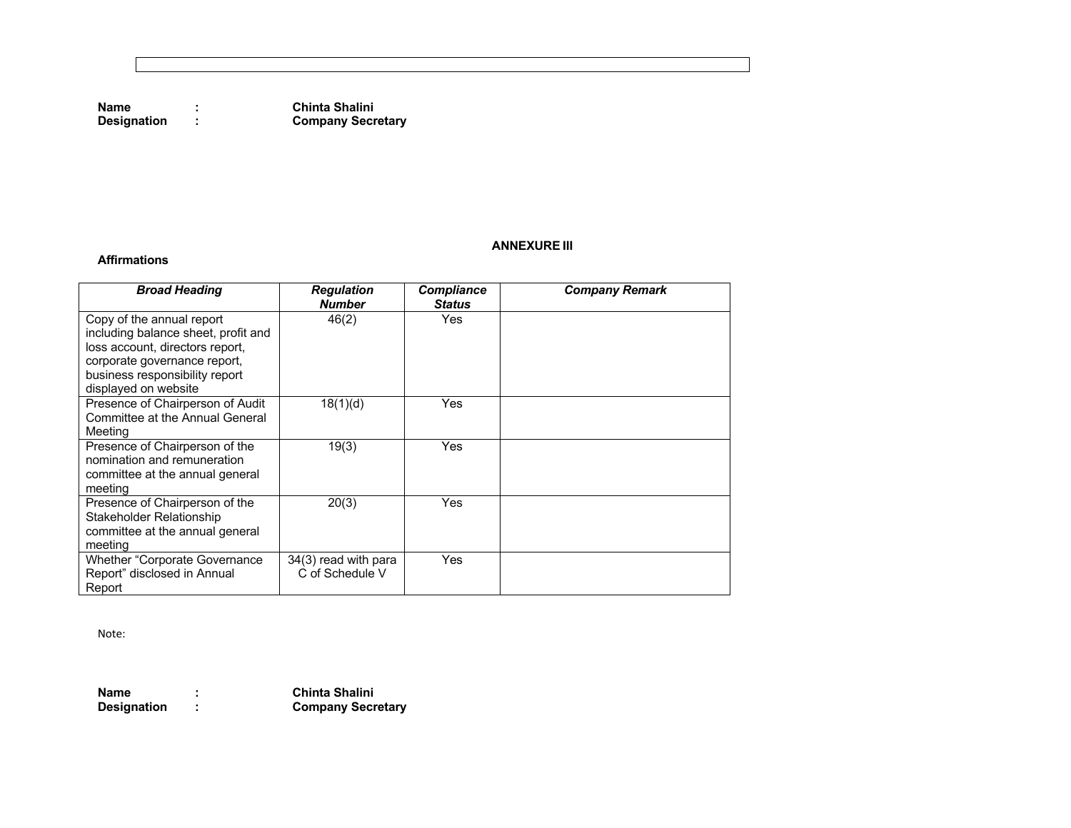**Name** : **Chinta Shalini**
**Designation** : **Company Secretary**

**ANNEXURE III**

**Affirmations**

| ***Broad Heading*** | ***Regulation Number*** | ***Compliance Status*** | ***Company Remark*** |
|---|---|---|---|
| Copy of the annual report including balance sheet, profit and loss account, directors report, corporate governance report, business responsibility report displayed on website | 46(2) | Yes | |
| Presence of Chairperson of Audit Committee at the Annual General Meeting | 18(1)(d) | Yes | |
| Presence of Chairperson of the nomination and remuneration committee at the annual general meeting | 19(3) | Yes | |
| Presence of Chairperson of the Stakeholder Relationship committee at the annual general meeting | 20(3) | Yes | |
| Whether "Corporate Governance Report" disclosed in Annual Report | 34(3) read with para C of Schedule V | Yes | |

Note:

**Name** : **Chinta Shalini**
**Designation** : **Company Secretary**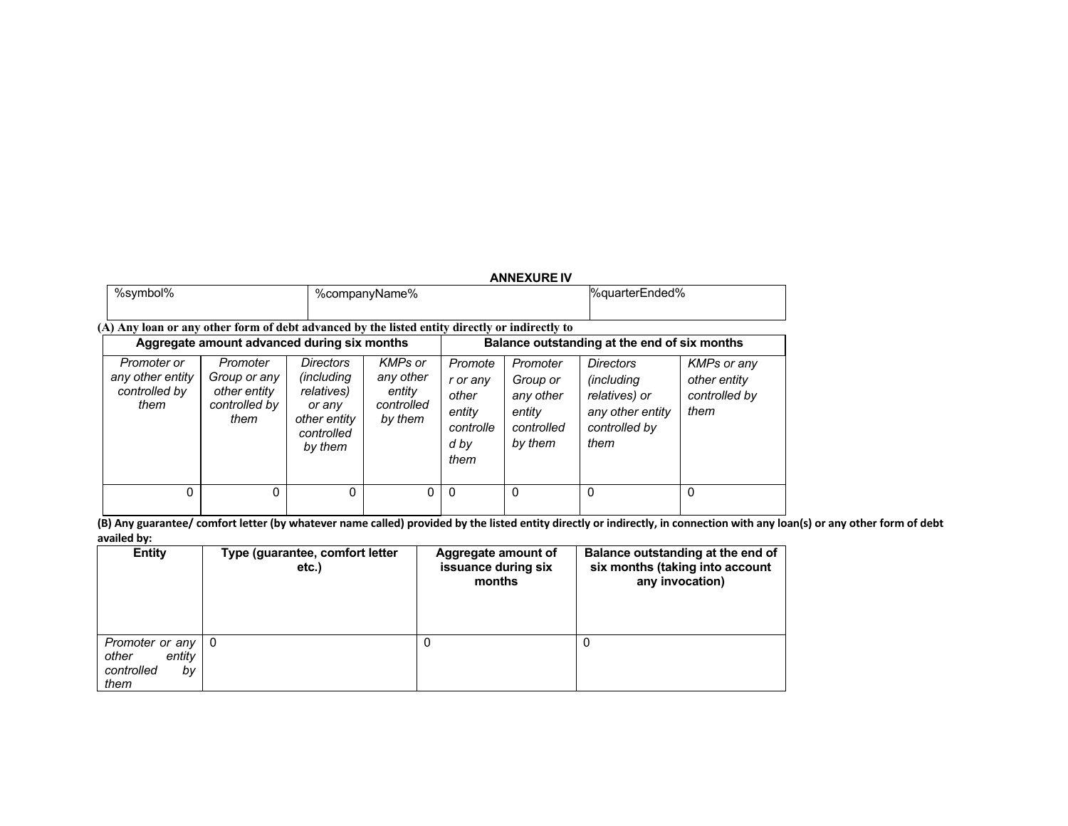**ANNEXURE IV**

| %symbol% | %companyName% | %quarterEnded% |
| --- | --- | --- |

**(A) Any loan or any other form of debt advanced by the listed entity directly or indirectly to**

| Aggregate amount advanced during six months | | | | Balance outstanding at the end of six months | | | |
| --- | --- | --- | --- | --- | --- | --- | --- |
| *Promoter or any other entity controlled by them* | *Promoter Group or any other entity controlled by them* | *Directors (including relatives) or any other entity controlled by them* | *KMPs or any other entity controlled by them* | *Promoter or any other entity controlled by them* | *Promoter Group or any other entity controlled by them* | *Directors (including relatives) or any other entity controlled by them* | *KMPs or any other entity controlled by them* |
| 0 | 0 | 0 | 0 | 0 | 0 | 0 | 0 |

**(B) Any guarantee/ comfort letter (by whatever name called) provided by the listed entity directly or indirectly, in connection with any loan(s) or any other form of debt availed by:**

| Entity | Type (guarantee, comfort letter etc.) | Aggregate amount of issuance during six months | Balance outstanding at the end of six months (taking into account any invocation) |
| --- | --- | --- | --- |
| *Promoter or any other entity controlled by them* | 0 | 0 | 0 |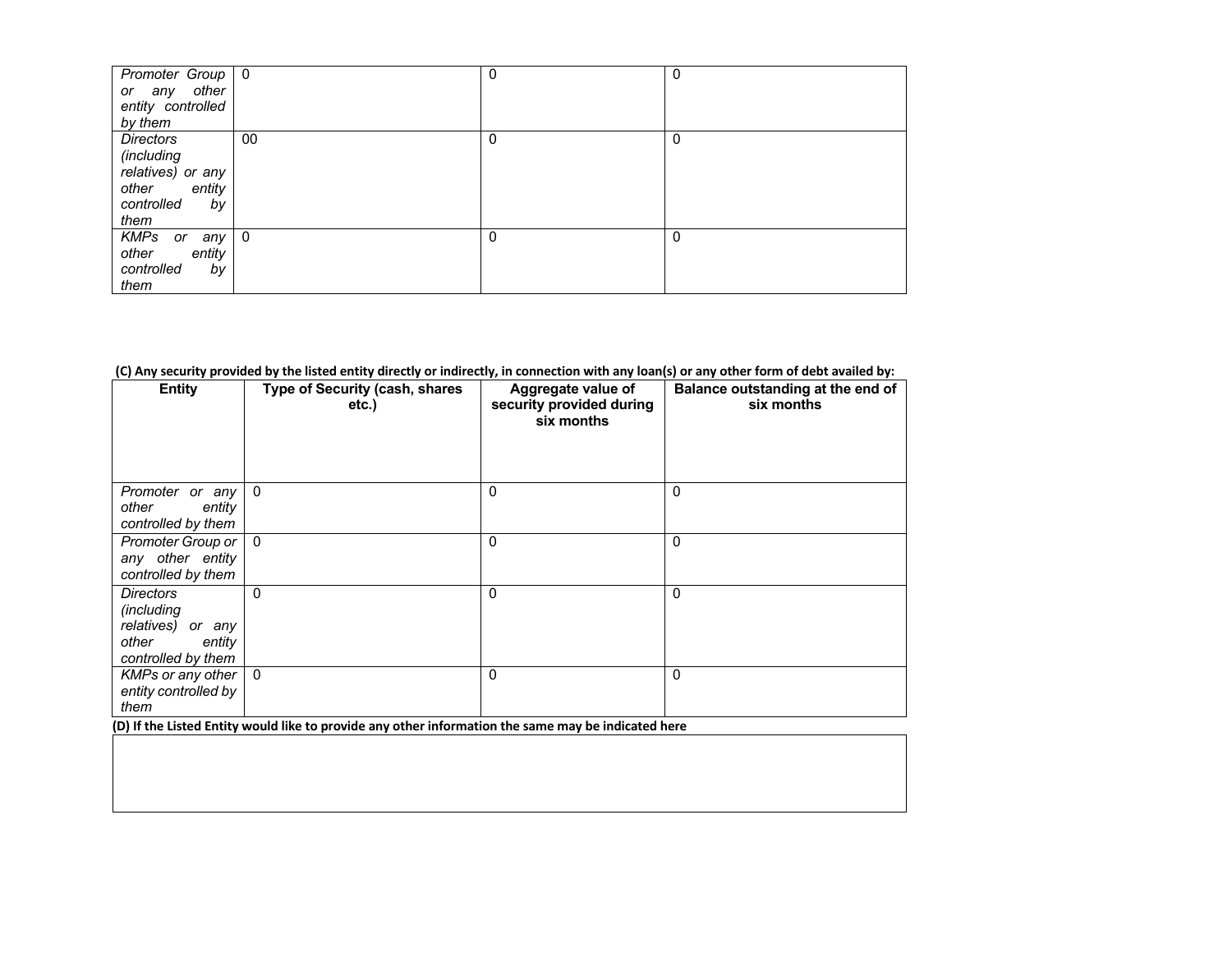| | | | |
|---|---|---|---|
| *Promoter Group or any other entity controlled by them* | 0 | 0 | 0 |
| *Directors (including relatives) or any other entity controlled by them* | 00 | 0 | 0 |
| *KMPs or any other entity controlled by them* | 0 | 0 | 0 |

**(C) Any security provided by the listed entity directly or indirectly, in connection with any loan(s) or any other form of debt availed by:**

| Entity | Type of Security (cash, shares etc.) | Aggregate value of security provided during six months | Balance outstanding at the end of six months |
|---|---|---|---|
| *Promoter or any other entity controlled by them* | 0 | 0 | 0 |
| *Promoter Group or any other entity controlled by them* | 0 | 0 | 0 |
| *Directors (including relatives) or any other entity controlled by them* | 0 | 0 | 0 |
| *KMPs or any other entity controlled by them* | 0 | 0 | 0 |

**(D) If the Listed Entity would like to provide any other information the same may be indicated here**

| |
|---|
| |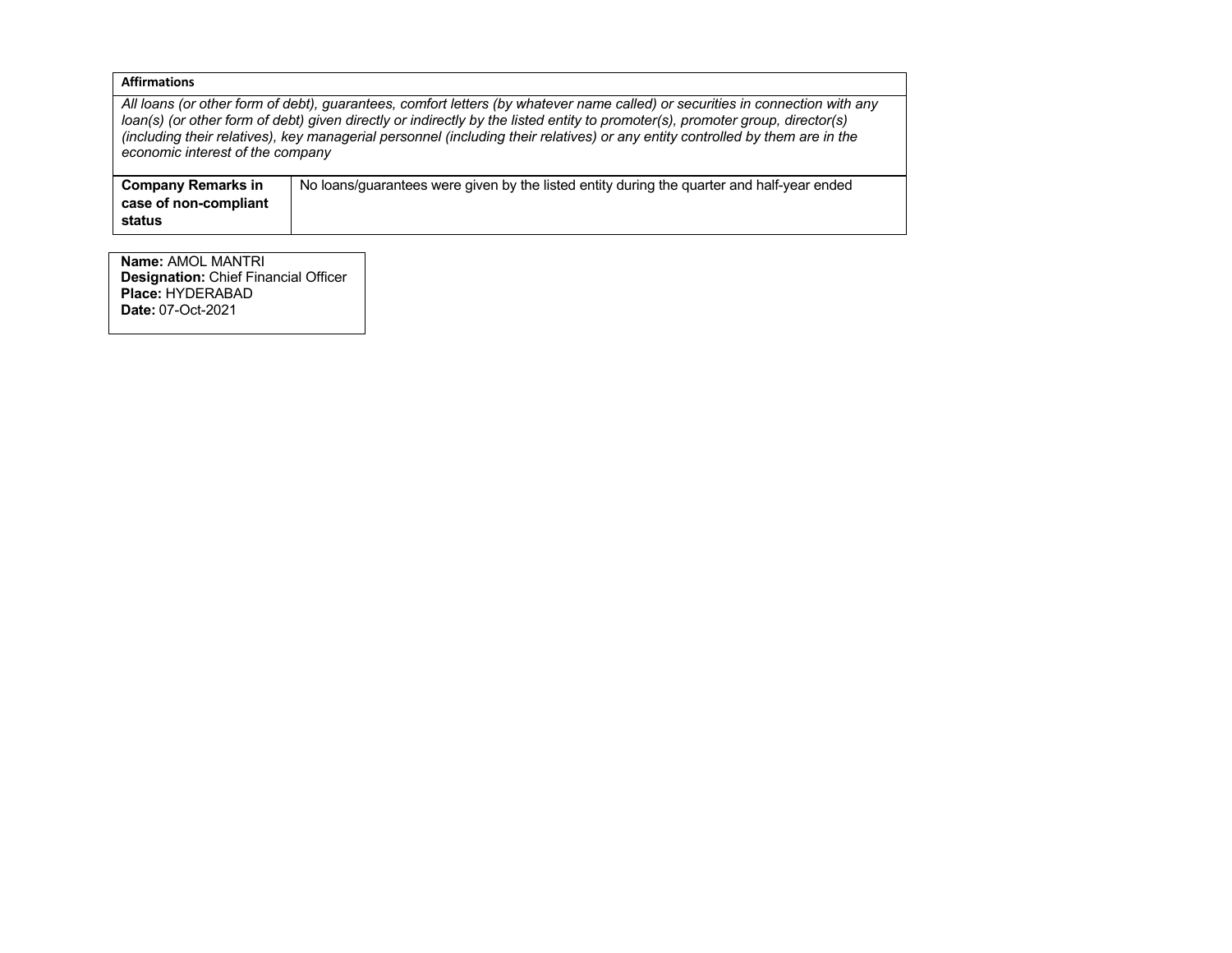| **Affirmations** | |
|---|---|
| *All loans (or other form of debt), guarantees, comfort letters (by whatever name called) or securities in connection with any loan(s) (or other form of debt) given directly or indirectly by the listed entity to promoter(s), promoter group, director(s) (including their relatives), key managerial personnel (including their relatives) or any entity controlled by them are in the economic interest of the company* | |
| **Company Remarks in case of non-compliant status** | No loans/guarantees were given by the listed entity during the quarter and half-year ended |

**Name:** AMOL MANTRI
**Designation:** Chief Financial Officer
**Place:** HYDERABAD
**Date:** 07-Oct-2021